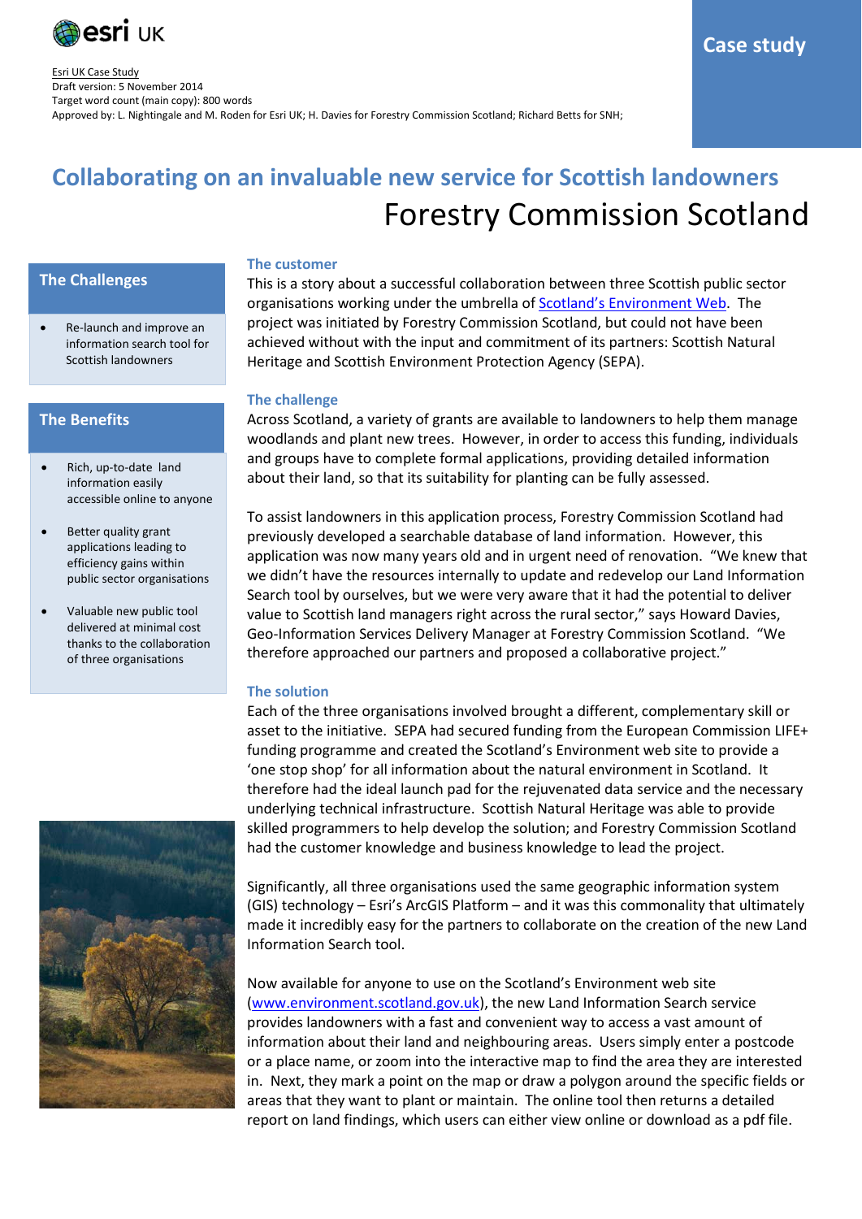esri UK

Esri UK Case Study
Draft version: 5 November 2014
Target word count (main copy): 800 words
Approved by: L. Nightingale and M. Roden for Esri UK; H. Davies for Forestry Commission Scotland; Richard Betts for SNH;

Case study

# Collaborating on an invaluable new service for Scottish landowners

## Forestry Commission Scotland

### The Challenges

- Re-launch and improve an information search tool for Scottish landowners

### The Benefits

- Rich, up-to-date land information easily accessible online to anyone
- Better quality grant applications leading to efficiency gains within public sector organisations
- Valuable new public tool delivered at minimal cost thanks to the collaboration of three organisations

### The customer

This is a story about a successful collaboration between three Scottish public sector organisations working under the umbrella of Scotland's Environment Web. The project was initiated by Forestry Commission Scotland, but could not have been achieved without with the input and commitment of its partners: Scottish Natural Heritage and Scottish Environment Protection Agency (SEPA).

### The challenge

Across Scotland, a variety of grants are available to landowners to help them manage woodlands and plant new trees. However, in order to access this funding, individuals and groups have to complete formal applications, providing detailed information about their land, so that its suitability for planting can be fully assessed.

To assist landowners in this application process, Forestry Commission Scotland had previously developed a searchable database of land information. However, this application was now many years old and in urgent need of renovation. "We knew that we didn't have the resources internally to update and redevelop our Land Information Search tool by ourselves, but we were very aware that it had the potential to deliver value to Scottish land managers right across the rural sector," says Howard Davies, Geo-Information Services Delivery Manager at Forestry Commission Scotland. "We therefore approached our partners and proposed a collaborative project."

### The solution

Each of the three organisations involved brought a different, complementary skill or asset to the initiative. SEPA had secured funding from the European Commission LIFE+ funding programme and created the Scotland's Environment web site to provide a 'one stop shop' for all information about the natural environment in Scotland. It therefore had the ideal launch pad for the rejuvenated data service and the necessary underlying technical infrastructure. Scottish Natural Heritage was able to provide skilled programmers to help develop the solution; and Forestry Commission Scotland had the customer knowledge and business knowledge to lead the project.

Significantly, all three organisations used the same geographic information system (GIS) technology – Esri's ArcGIS Platform – and it was this commonality that ultimately made it incredibly easy for the partners to collaborate on the creation of the new Land Information Search tool.

Now available for anyone to use on the Scotland's Environment web site (www.environment.scotland.gov.uk), the new Land Information Search service provides landowners with a fast and convenient way to access a vast amount of information about their land and neighbouring areas. Users simply enter a postcode or a place name, or zoom into the interactive map to find the area they are interested in. Next, they mark a point on the map or draw a polygon around the specific fields or areas that they want to plant or maintain. The online tool then returns a detailed report on land findings, which users can either view online or download as a pdf file.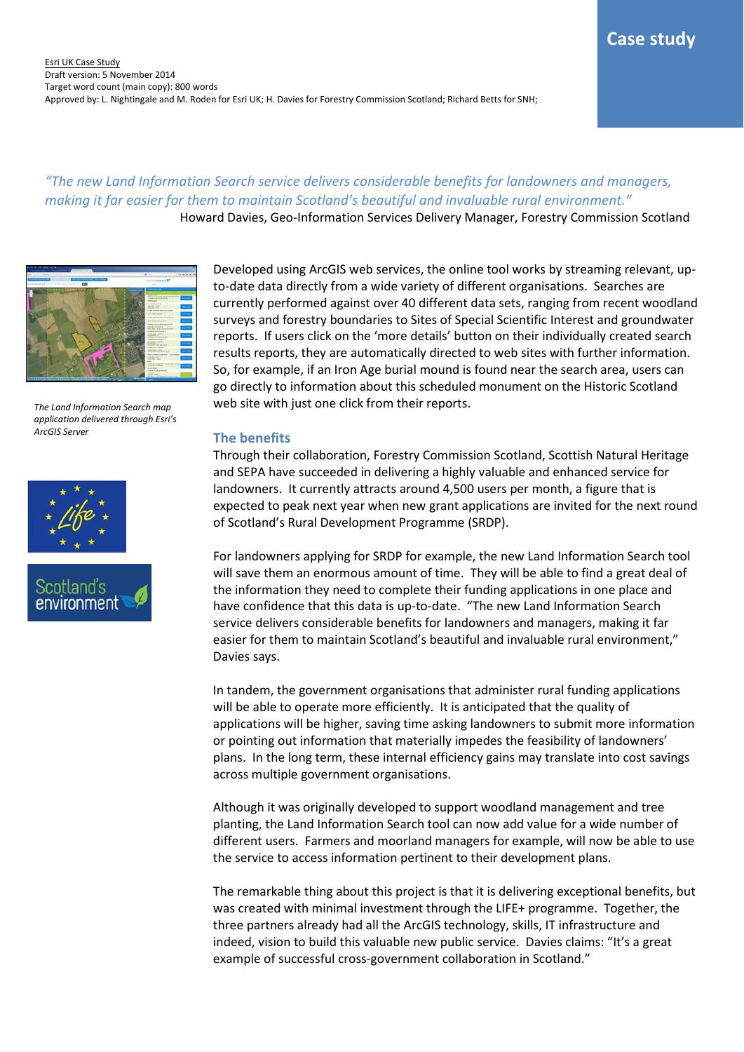Esri UK Case Study
Draft version: 5 November 2014
Target word count (main copy): 800 words
Approved by: L. Nightingale and M. Roden for Esri UK; H. Davies for Forestry Commission Scotland; Richard Betts for SNH;

# Case study

*"The new Land Information Search service delivers considerable benefits for landowners and managers, making it far easier for them to maintain Scotland's beautiful and invaluable rural environment."*

Howard Davies, Geo-Information Services Delivery Manager, Forestry Commission Scotland

*The Land Information Search map application delivered through Esri's ArcGIS Server*

Developed using ArcGIS web services, the online tool works by streaming relevant, up-to-date data directly from a wide variety of different organisations. Searches are currently performed against over 40 different data sets, ranging from recent woodland surveys and forestry boundaries to Sites of Special Scientific Interest and groundwater reports. If users click on the 'more details' button on their individually created search results reports, they are automatically directed to web sites with further information. So, for example, if an Iron Age burial mound is found near the search area, users can go directly to information about this scheduled monument on the Historic Scotland web site with just one click from their reports.

## The benefits

Through their collaboration, Forestry Commission Scotland, Scottish Natural Heritage and SEPA have succeeded in delivering a highly valuable and enhanced service for landowners. It currently attracts around 4,500 users per month, a figure that is expected to peak next year when new grant applications are invited for the next round of Scotland's Rural Development Programme (SRDP).

For landowners applying for SRDP for example, the new Land Information Search tool will save them an enormous amount of time. They will be able to find a great deal of the information they need to complete their funding applications in one place and have confidence that this data is up-to-date. "The new Land Information Search service delivers considerable benefits for landowners and managers, making it far easier for them to maintain Scotland's beautiful and invaluable rural environment," Davies says.

In tandem, the government organisations that administer rural funding applications will be able to operate more efficiently. It is anticipated that the quality of applications will be higher, saving time asking landowners to submit more information or pointing out information that materially impedes the feasibility of landowners' plans. In the long term, these internal efficiency gains may translate into cost savings across multiple government organisations.

Although it was originally developed to support woodland management and tree planting, the Land Information Search tool can now add value for a wide number of different users. Farmers and moorland managers for example, will now be able to use the service to access information pertinent to their development plans.

The remarkable thing about this project is that it is delivering exceptional benefits, but was created with minimal investment through the LIFE+ programme. Together, the three partners already had all the ArcGIS technology, skills, IT infrastructure and indeed, vision to build this valuable new public service. Davies claims: "It's a great example of successful cross-government collaboration in Scotland."